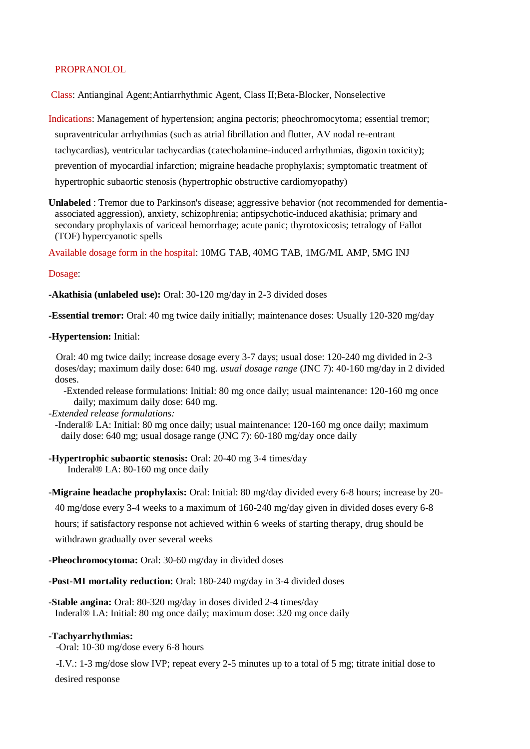# PROPRANOLOL

**Class**: Antianginal Agent;Antiarrhythmic Agent, Class II;Beta-Blocker, Nonselective

**Indications**: Management of hypertension; angina pectoris; pheochromocytoma; essential tremor; supraventricular arrhythmias (such as atrial fibrillation and flutter, AV nodal re-entrant tachycardias), ventricular tachycardias (catecholamine-induced arrhythmias, digoxin toxicity); prevention of myocardial infarction; migraine headache prophylaxis; symptomatic treatment of hypertrophic subaortic stenosis (hypertrophic obstructive cardiomyopathy)

**Unlabeled** : Tremor due to Parkinson's disease; aggressive behavior (not recommended for dementia-associated aggression), anxiety, schizophrenia; antipsychotic-induced akathisia; primary and secondary prophylaxis of variceal hemorrhage; acute panic; thyrotoxicosis; tetralogy of Fallot (TOF) hypercyanotic spells

**Available dosage form in the hospital**: 10MG TAB, 40MG TAB, 1MG/ML AMP, 5MG INJ

**Dosage**:

**-Akathisia (unlabeled use):** Oral: 30-120 mg/day in 2-3 divided doses

**-Essential tremor:** Oral: 40 mg twice daily initially; maintenance doses: Usually 120-320 mg/day

**-Hypertension:** Initial:

Oral: 40 mg twice daily; increase dosage every 3-7 days; usual dose: 120-240 mg divided in 2-3 doses/day; maximum daily dose: 640 mg. *usual dosage range* (JNC 7): 40-160 mg/day in 2 divided doses.

-Extended release formulations: Initial: 80 mg once daily; usual maintenance: 120-160 mg once daily; maximum daily dose: 640 mg.

*-Extended release formulations:*

-Inderal® LA: Initial: 80 mg once daily; usual maintenance: 120-160 mg once daily; maximum daily dose: 640 mg; usual dosage range (JNC 7): 60-180 mg/day once daily

**-Hypertrophic subaortic stenosis:** Oral: 20-40 mg 3-4 times/day

Inderal® LA: 80-160 mg once daily

**-Migraine headache prophylaxis:** Oral: Initial: 80 mg/day divided every 6-8 hours; increase by 20-40 mg/dose every 3-4 weeks to a maximum of 160-240 mg/day given in divided doses every 6-8 hours; if satisfactory response not achieved within 6 weeks of starting therapy, drug should be withdrawn gradually over several weeks

**-Pheochromocytoma:** Oral: 30-60 mg/day in divided doses

**-Post-MI mortality reduction:** Oral: 180-240 mg/day in 3-4 divided doses

**-Stable angina:** Oral: 80-320 mg/day in doses divided 2-4 times/day

Inderal® LA: Initial: 80 mg once daily; maximum dose: 320 mg once daily

**-Tachyarrhythmias:**

-Oral: 10-30 mg/dose every 6-8 hours

-I.V.: 1-3 mg/dose slow IVP; repeat every 2-5 minutes up to a total of 5 mg; titrate initial dose to desired response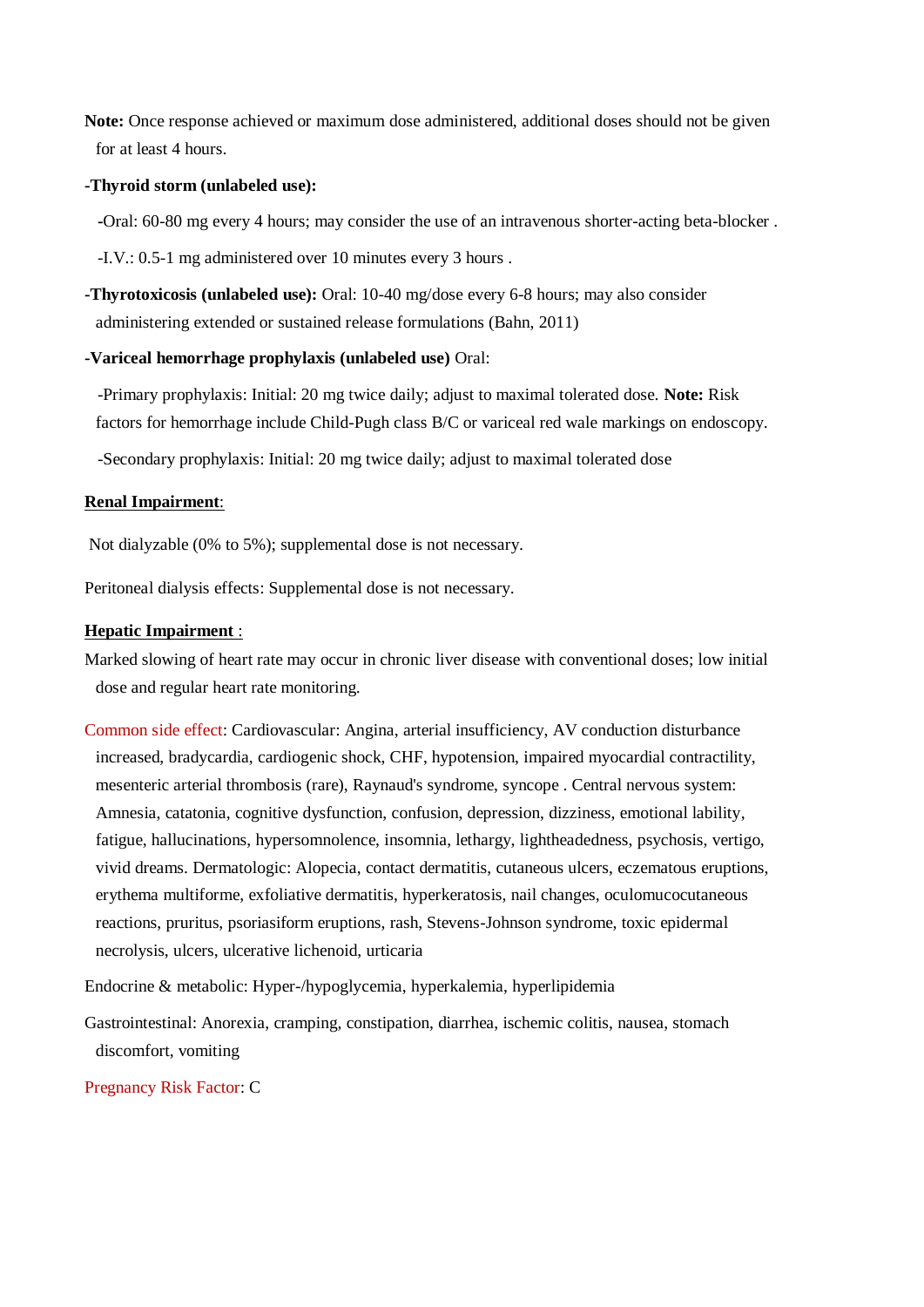**Note:** Once response achieved or maximum dose administered, additional doses should not be given for at least 4 hours.

**-Thyroid storm (unlabeled use):**

-Oral: 60-80 mg every 4 hours; may consider the use of an intravenous shorter-acting beta-blocker .

-I.V.: 0.5-1 mg administered over 10 minutes every 3 hours .

**-Thyrotoxicosis (unlabeled use):** Oral: 10-40 mg/dose every 6-8 hours; may also consider administering extended or sustained release formulations (Bahn, 2011)

**-Variceal hemorrhage prophylaxis (unlabeled use)** Oral:

-Primary prophylaxis: Initial: 20 mg twice daily; adjust to maximal tolerated dose. **Note:** Risk factors for hemorrhage include Child-Pugh class B/C or variceal red wale markings on endoscopy.

-Secondary prophylaxis: Initial: 20 mg twice daily; adjust to maximal tolerated dose

**Renal Impairment**:

Not dialyzable (0% to 5%); supplemental dose is not necessary.

Peritoneal dialysis effects: Supplemental dose is not necessary.

**Hepatic Impairment** :

Marked slowing of heart rate may occur in chronic liver disease with conventional doses; low initial dose and regular heart rate monitoring.

Common side effect: Cardiovascular: Angina, arterial insufficiency, AV conduction disturbance increased, bradycardia, cardiogenic shock, CHF, hypotension, impaired myocardial contractility, mesenteric arterial thrombosis (rare), Raynaud's syndrome, syncope . Central nervous system: Amnesia, catatonia, cognitive dysfunction, confusion, depression, dizziness, emotional lability, fatigue, hallucinations, hypersomnolence, insomnia, lethargy, lightheadedness, psychosis, vertigo, vivid dreams. Dermatologic: Alopecia, contact dermatitis, cutaneous ulcers, eczematous eruptions, erythema multiforme, exfoliative dermatitis, hyperkeratosis, nail changes, oculomucocutaneous reactions, pruritus, psoriasiform eruptions, rash, Stevens-Johnson syndrome, toxic epidermal necrolysis, ulcers, ulcerative lichenoid, urticaria

Endocrine & metabolic: Hyper-/hypoglycemia, hyperkalemia, hyperlipidemia

Gastrointestinal: Anorexia, cramping, constipation, diarrhea, ischemic colitis, nausea, stomach discomfort, vomiting

Pregnancy Risk Factor: C